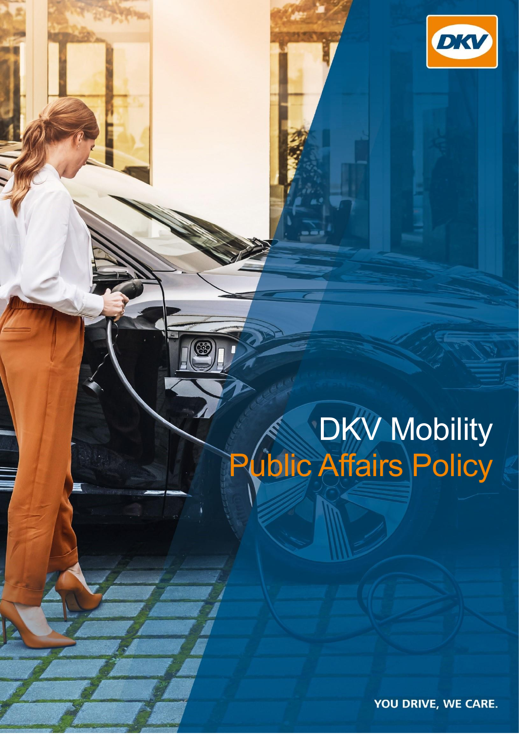DKV

# DKV Mobility
## Public Affairs Policy

YOU DRIVE, WE CARE.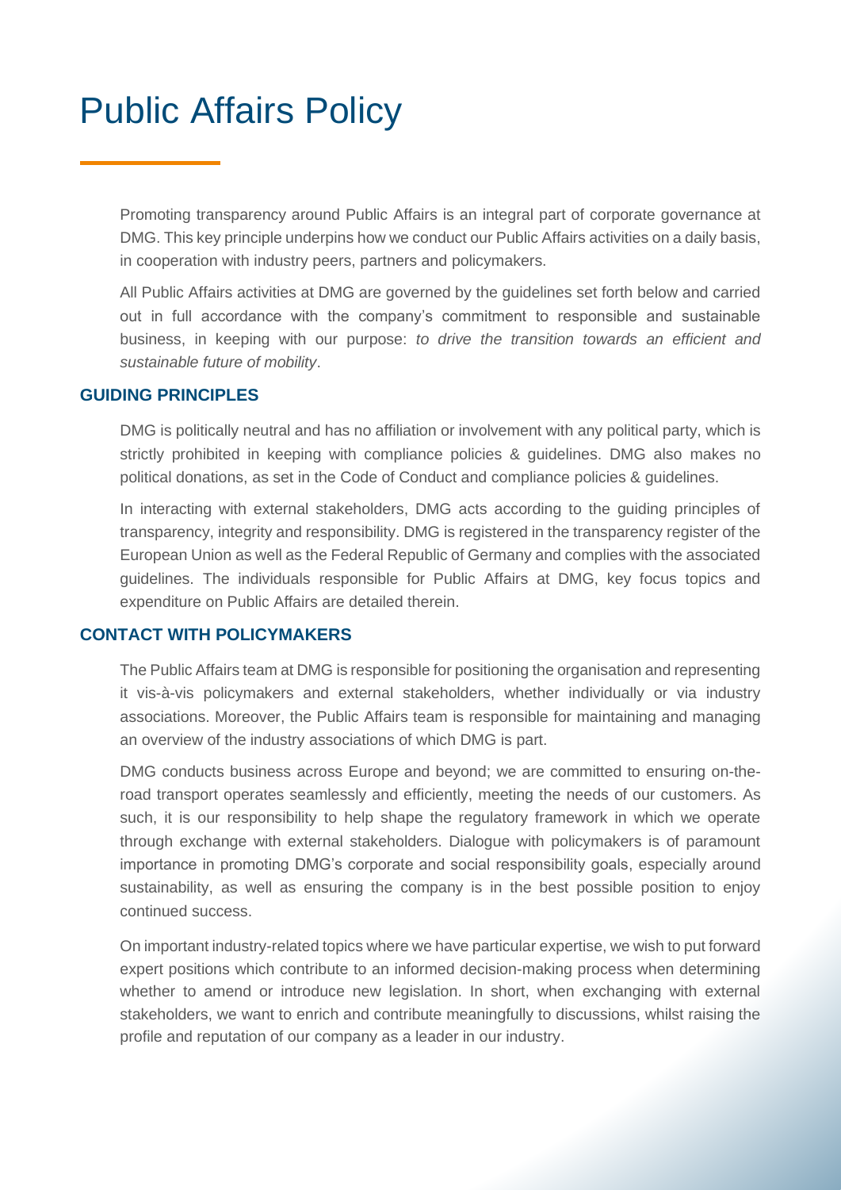# Public Affairs Policy

Promoting transparency around Public Affairs is an integral part of corporate governance at DMG. This key principle underpins how we conduct our Public Affairs activities on a daily basis, in cooperation with industry peers, partners and policymakers.

All Public Affairs activities at DMG are governed by the guidelines set forth below and carried out in full accordance with the company's commitment to responsible and sustainable business, in keeping with our purpose: *to drive the transition towards an efficient and sustainable future of mobility*.

## GUIDING PRINCIPLES

DMG is politically neutral and has no affiliation or involvement with any political party, which is strictly prohibited in keeping with compliance policies & guidelines. DMG also makes no political donations, as set in the Code of Conduct and compliance policies & guidelines.

In interacting with external stakeholders, DMG acts according to the guiding principles of transparency, integrity and responsibility. DMG is registered in the transparency register of the European Union as well as the Federal Republic of Germany and complies with the associated guidelines. The individuals responsible for Public Affairs at DMG, key focus topics and expenditure on Public Affairs are detailed therein.

## CONTACT WITH POLICYMAKERS

The Public Affairs team at DMG is responsible for positioning the organisation and representing it vis-à-vis policymakers and external stakeholders, whether individually or via industry associations. Moreover, the Public Affairs team is responsible for maintaining and managing an overview of the industry associations of which DMG is part.

DMG conducts business across Europe and beyond; we are committed to ensuring on-the-road transport operates seamlessly and efficiently, meeting the needs of our customers. As such, it is our responsibility to help shape the regulatory framework in which we operate through exchange with external stakeholders. Dialogue with policymakers is of paramount importance in promoting DMG's corporate and social responsibility goals, especially around sustainability, as well as ensuring the company is in the best possible position to enjoy continued success.

On important industry-related topics where we have particular expertise, we wish to put forward expert positions which contribute to an informed decision-making process when determining whether to amend or introduce new legislation. In short, when exchanging with external stakeholders, we want to enrich and contribute meaningfully to discussions, whilst raising the profile and reputation of our company as a leader in our industry.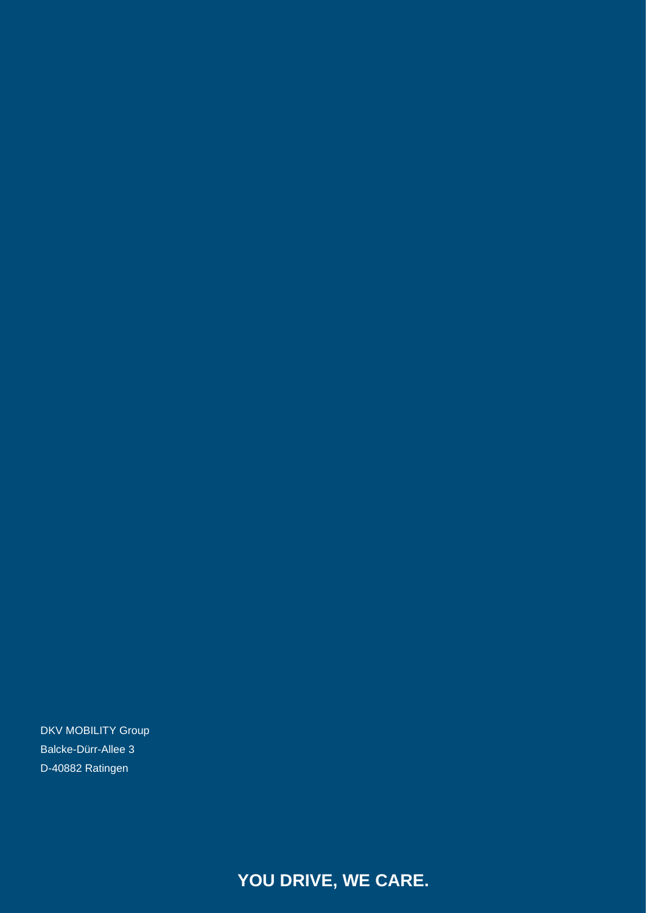DKV MOBILITY Group
Balcke-Dürr-Allee 3
D-40882 Ratingen

**YOU DRIVE, WE CARE.**